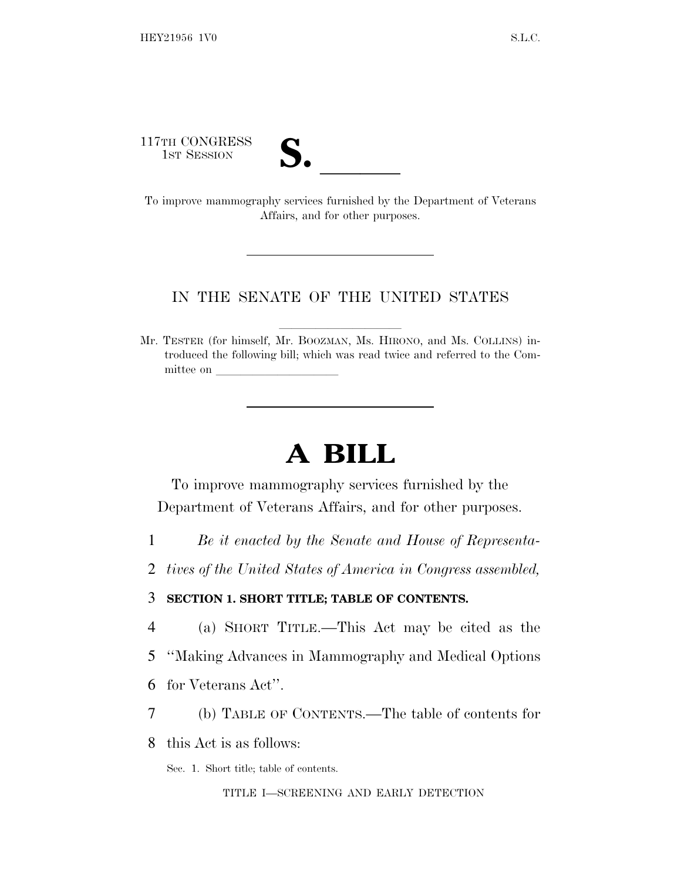117TH CONGRESS
1ST SESSION

**S. \_\_\_\_\_\_**

To improve mammography services furnished by the Department of Veterans Affairs, and for other purposes.

---

IN THE SENATE OF THE UNITED STATES

Mr. TESTER (for himself, Mr. BOOZMAN, Ms. HIRONO, and Ms. COLLINS) introduced the following bill; which was read twice and referred to the Committee on \_\_\_\_\_\_\_\_\_\_\_\_\_\_\_\_\_\_\_\_

---

# A BILL

To improve mammography services furnished by the Department of Veterans Affairs, and for other purposes.

1 *Be it enacted by the Senate and House of Representa-*
2 *tives of the United States of America in Congress assembled,*

3 **SECTION 1. SHORT TITLE; TABLE OF CONTENTS.**

4 (a) SHORT TITLE.—This Act may be cited as the
5 "Making Advances in Mammography and Medical Options
6 for Veterans Act".

7 (b) TABLE OF CONTENTS.—The table of contents for
8 this Act is as follows:

Sec. 1. Short title; table of contents.

TITLE I—SCREENING AND EARLY DETECTION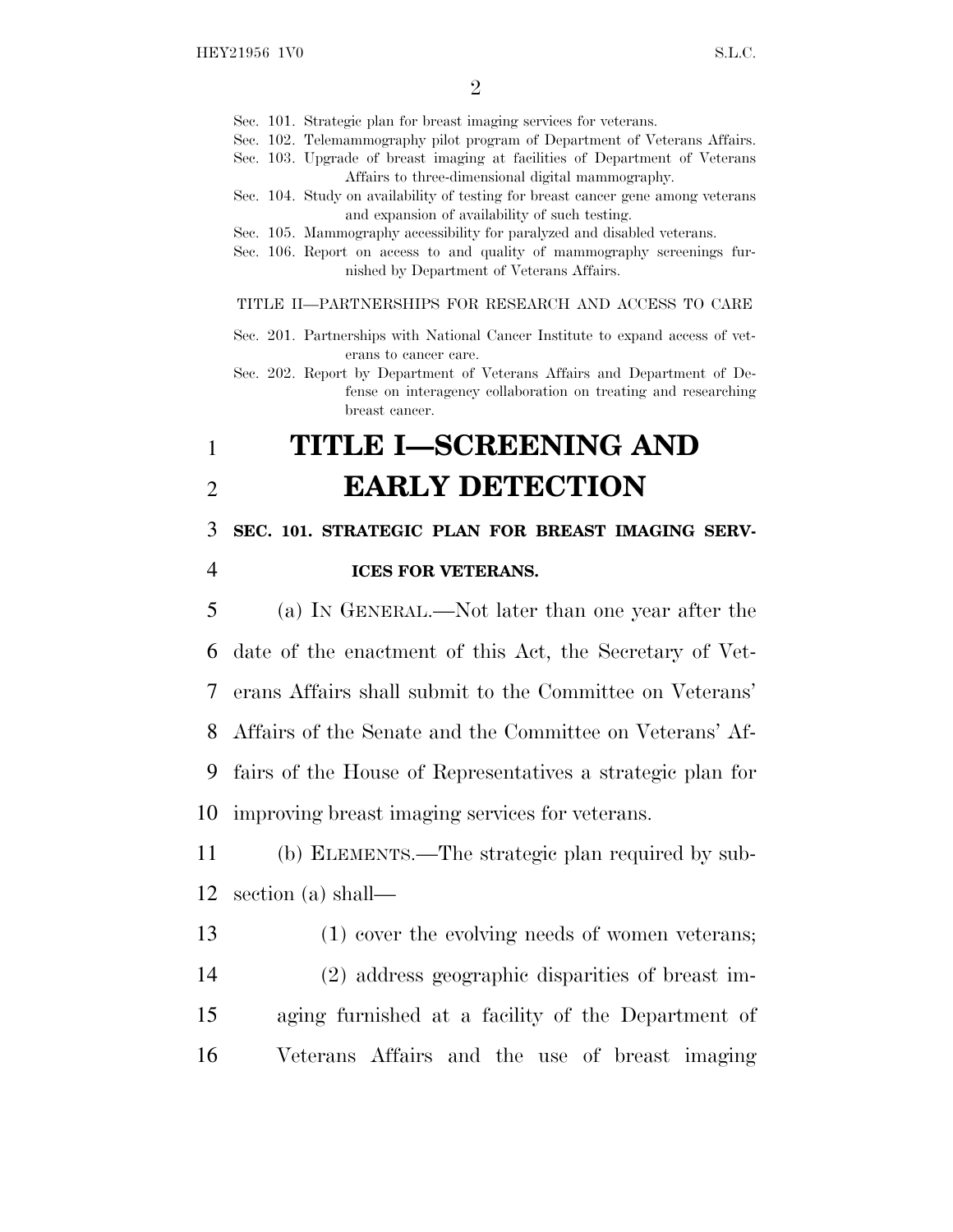Sec. 101. Strategic plan for breast imaging services for veterans.
Sec. 102. Telemammography pilot program of Department of Veterans Affairs.
Sec. 103. Upgrade of breast imaging at facilities of Department of Veterans Affairs to three-dimensional digital mammography.
Sec. 104. Study on availability of testing for breast cancer gene among veterans and expansion of availability of such testing.
Sec. 105. Mammography accessibility for paralyzed and disabled veterans.
Sec. 106. Report on access to and quality of mammography screenings furnished by Department of Veterans Affairs.

TITLE II—PARTNERSHIPS FOR RESEARCH AND ACCESS TO CARE

Sec. 201. Partnerships with National Cancer Institute to expand access of veterans to cancer care.
Sec. 202. Report by Department of Veterans Affairs and Department of Defense on interagency collaboration on treating and researching breast cancer.

# TITLE I—SCREENING AND EARLY DETECTION

**SEC. 101. STRATEGIC PLAN FOR BREAST IMAGING SERVICES FOR VETERANS.**

(a) IN GENERAL.—Not later than one year after the date of the enactment of this Act, the Secretary of Veterans Affairs shall submit to the Committee on Veterans' Affairs of the Senate and the Committee on Veterans' Affairs of the House of Representatives a strategic plan for improving breast imaging services for veterans.

(b) ELEMENTS.—The strategic plan required by subsection (a) shall—

(1) cover the evolving needs of women veterans;

(2) address geographic disparities of breast imaging furnished at a facility of the Department of Veterans Affairs and the use of breast imaging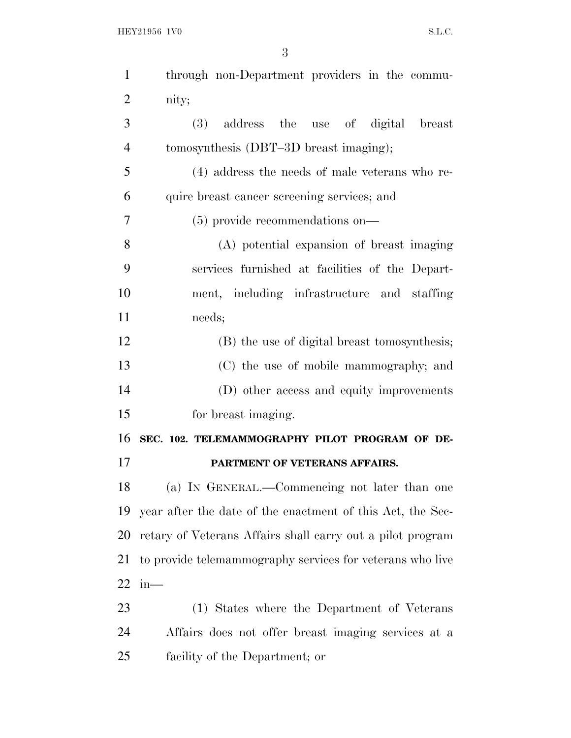through non-Department providers in the community;

(3) address the use of digital breast tomosynthesis (DBT–3D breast imaging);

(4) address the needs of male veterans who require breast cancer screening services; and

(5) provide recommendations on—

(A) potential expansion of breast imaging services furnished at facilities of the Department, including infrastructure and staffing needs;

(B) the use of digital breast tomosynthesis;

(C) the use of mobile mammography; and

(D) other access and equity improvements for breast imaging.

## SEC. 102. TELEMAMMOGRAPHY PILOT PROGRAM OF DEPARTMENT OF VETERANS AFFAIRS.

(a) IN GENERAL.—Commencing not later than one year after the date of the enactment of this Act, the Secretary of Veterans Affairs shall carry out a pilot program to provide telemammography services for veterans who live in—

(1) States where the Department of Veterans Affairs does not offer breast imaging services at a facility of the Department; or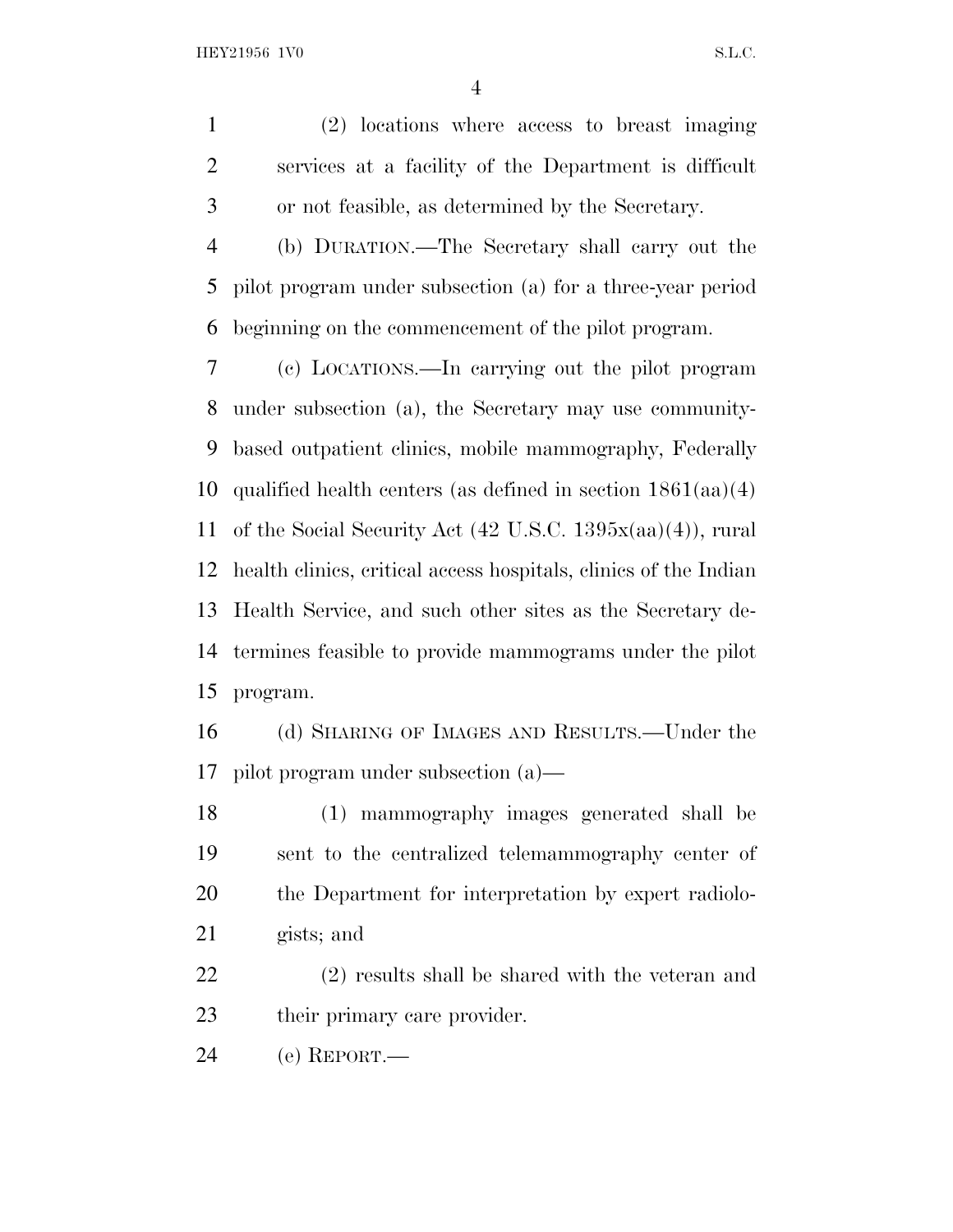(2) locations where access to breast imaging services at a facility of the Department is difficult or not feasible, as determined by the Secretary.

(b) DURATION.—The Secretary shall carry out the pilot program under subsection (a) for a three-year period beginning on the commencement of the pilot program.

(c) LOCATIONS.—In carrying out the pilot program under subsection (a), the Secretary may use community-based outpatient clinics, mobile mammography, Federally qualified health centers (as defined in section 1861(aa)(4) of the Social Security Act (42 U.S.C. 1395x(aa)(4)), rural health clinics, critical access hospitals, clinics of the Indian Health Service, and such other sites as the Secretary determines feasible to provide mammograms under the pilot program.

(d) SHARING OF IMAGES AND RESULTS.—Under the pilot program under subsection (a)—

(1) mammography images generated shall be sent to the centralized telemammography center of the Department for interpretation by expert radiologists; and

(2) results shall be shared with the veteran and their primary care provider.

(e) REPORT.—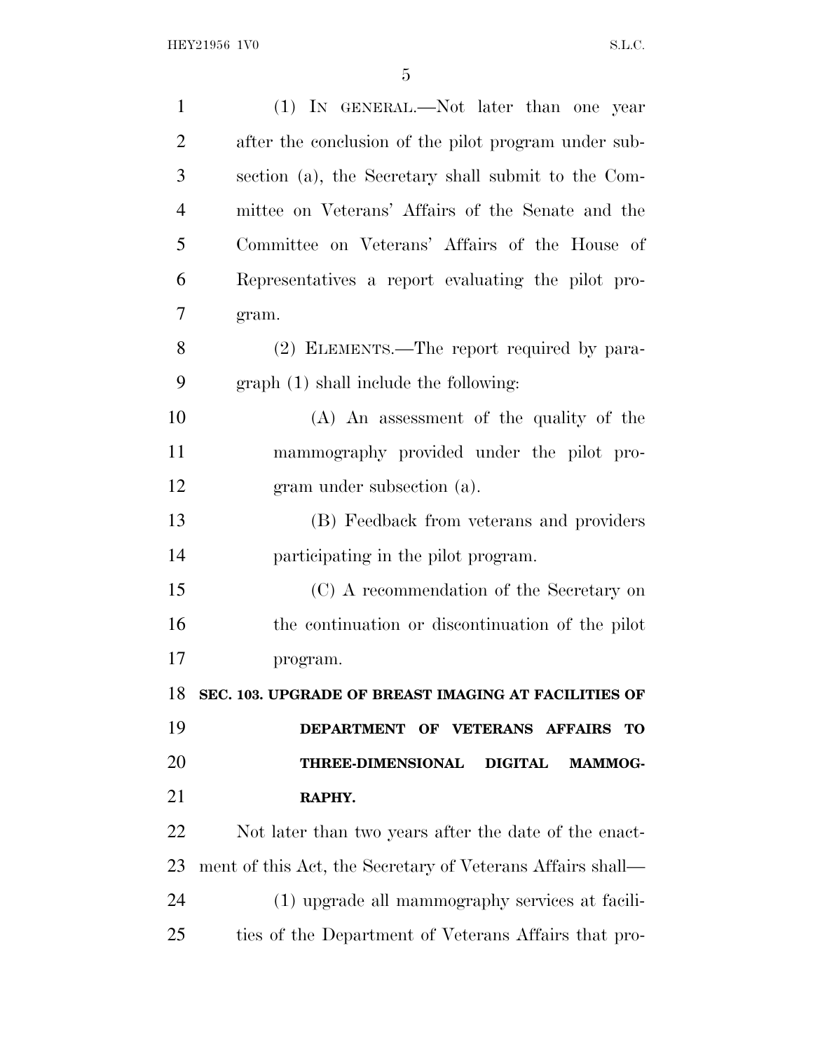(1) IN GENERAL.—Not later than one year after the conclusion of the pilot program under subsection (a), the Secretary shall submit to the Committee on Veterans' Affairs of the Senate and the Committee on Veterans' Affairs of the House of Representatives a report evaluating the pilot program.

(2) ELEMENTS.—The report required by paragraph (1) shall include the following:

(A) An assessment of the quality of the mammography provided under the pilot program under subsection (a).

(B) Feedback from veterans and providers participating in the pilot program.

(C) A recommendation of the Secretary on the continuation or discontinuation of the pilot program.

**SEC. 103. UPGRADE OF BREAST IMAGING AT FACILITIES OF DEPARTMENT OF VETERANS AFFAIRS TO THREE-DIMENSIONAL DIGITAL MAMMOGRAPHY.**

Not later than two years after the date of the enactment of this Act, the Secretary of Veterans Affairs shall—

(1) upgrade all mammography services at facilities of the Department of Veterans Affairs that pro-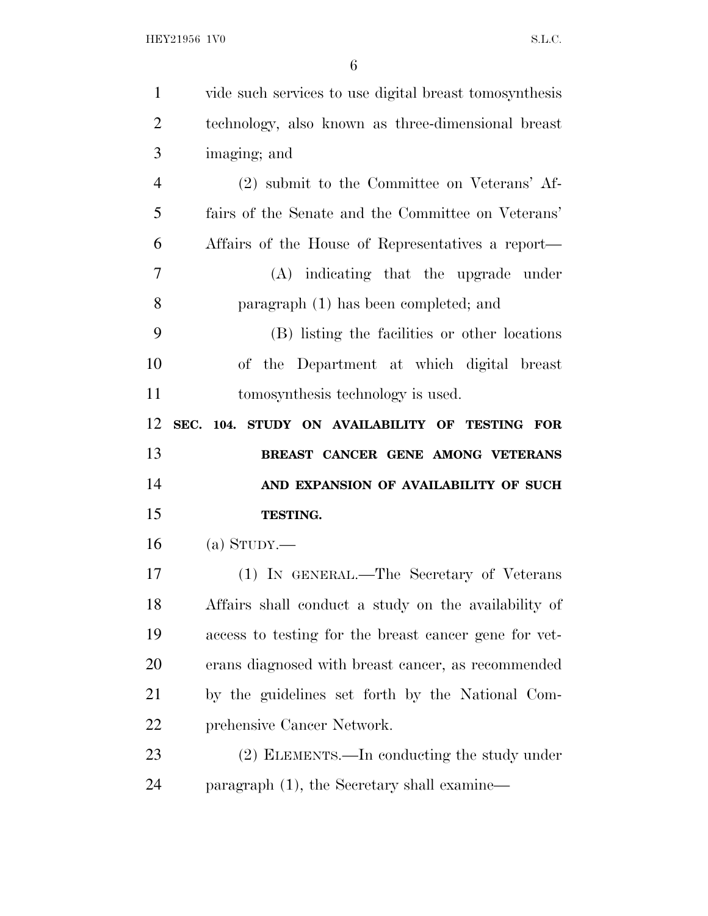vide such services to use digital breast tomosynthesis technology, also known as three-dimensional breast imaging; and

(2) submit to the Committee on Veterans' Affairs of the Senate and the Committee on Veterans' Affairs of the House of Representatives a report—

(A) indicating that the upgrade under paragraph (1) has been completed; and

(B) listing the facilities or other locations of the Department at which digital breast tomosynthesis technology is used.

**SEC. 104. STUDY ON AVAILABILITY OF TESTING FOR BREAST CANCER GENE AMONG VETERANS AND EXPANSION OF AVAILABILITY OF SUCH TESTING.**

(a) STUDY.—

(1) IN GENERAL.—The Secretary of Veterans Affairs shall conduct a study on the availability of access to testing for the breast cancer gene for veterans diagnosed with breast cancer, as recommended by the guidelines set forth by the National Comprehensive Cancer Network.

(2) ELEMENTS.—In conducting the study under paragraph (1), the Secretary shall examine—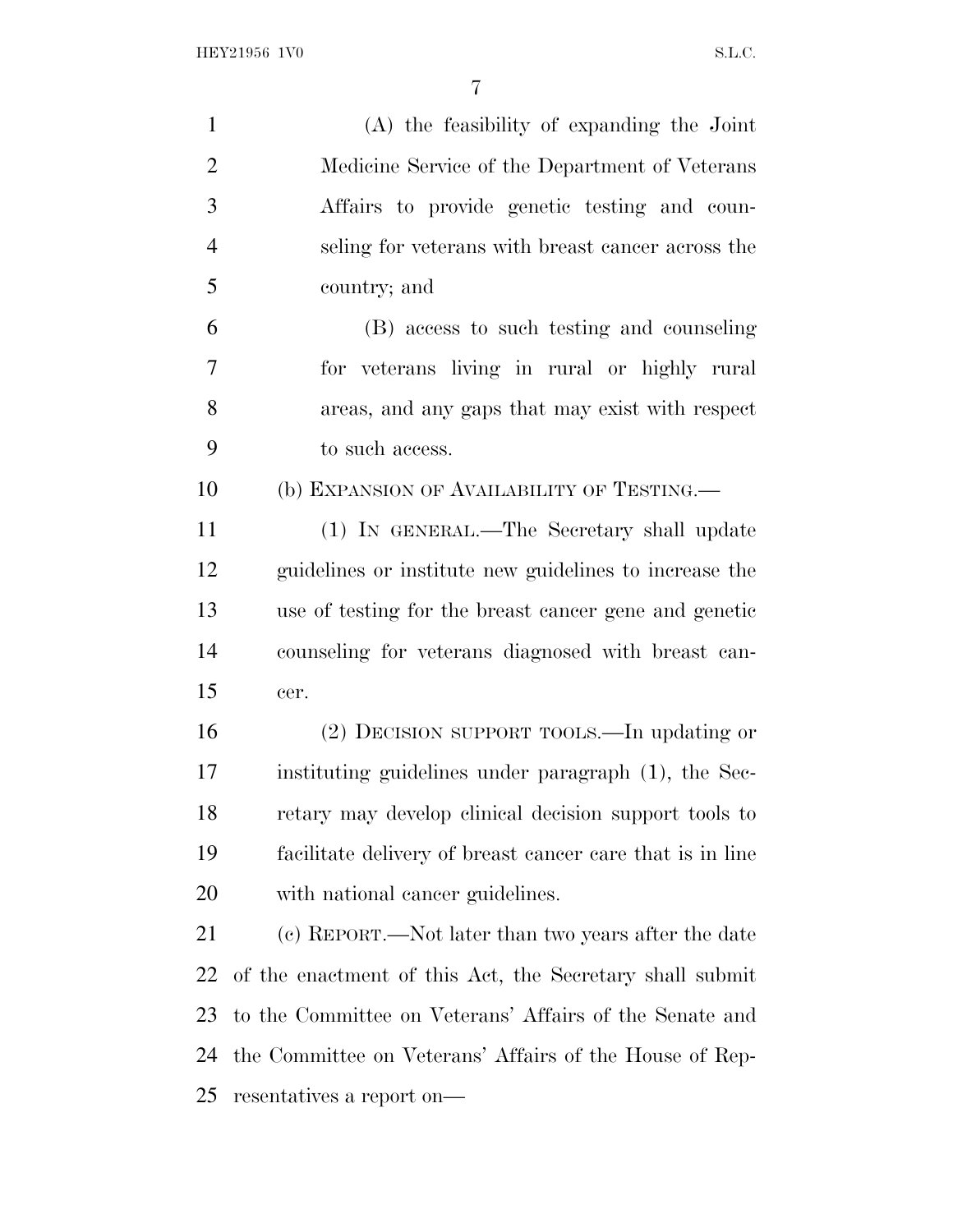(A) the feasibility of expanding the Joint Medicine Service of the Department of Veterans Affairs to provide genetic testing and counseling for veterans with breast cancer across the country; and

(B) access to such testing and counseling for veterans living in rural or highly rural areas, and any gaps that may exist with respect to such access.

(b) EXPANSION OF AVAILABILITY OF TESTING.—

(1) IN GENERAL.—The Secretary shall update guidelines or institute new guidelines to increase the use of testing for the breast cancer gene and genetic counseling for veterans diagnosed with breast cancer.

(2) DECISION SUPPORT TOOLS.—In updating or instituting guidelines under paragraph (1), the Secretary may develop clinical decision support tools to facilitate delivery of breast cancer care that is in line with national cancer guidelines.

(c) REPORT.—Not later than two years after the date of the enactment of this Act, the Secretary shall submit to the Committee on Veterans' Affairs of the Senate and the Committee on Veterans' Affairs of the House of Representatives a report on—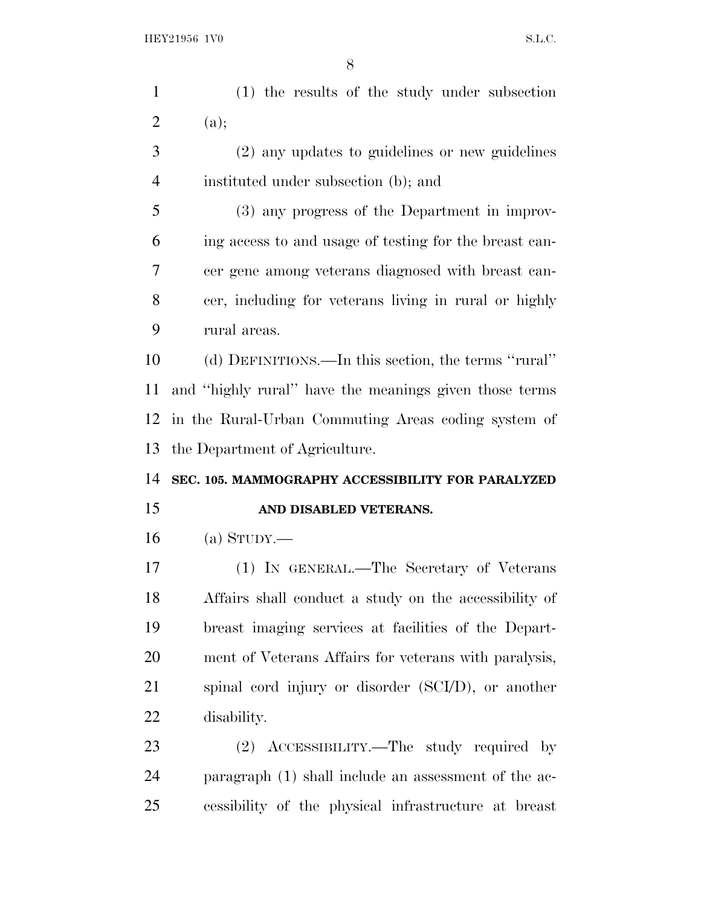(1) the results of the study under subsection (a);

(2) any updates to guidelines or new guidelines instituted under subsection (b); and

(3) any progress of the Department in improving access to and usage of testing for the breast cancer gene among veterans diagnosed with breast cancer, including for veterans living in rural or highly rural areas.

(d) DEFINITIONS.—In this section, the terms ''rural'' and ''highly rural'' have the meanings given those terms in the Rural-Urban Commuting Areas coding system of the Department of Agriculture.

**SEC. 105. MAMMOGRAPHY ACCESSIBILITY FOR PARALYZED AND DISABLED VETERANS.**

(a) STUDY.—

(1) IN GENERAL.—The Secretary of Veterans Affairs shall conduct a study on the accessibility of breast imaging services at facilities of the Department of Veterans Affairs for veterans with paralysis, spinal cord injury or disorder (SCI/D), or another disability.

(2) ACCESSIBILITY.—The study required by paragraph (1) shall include an assessment of the accessibility of the physical infrastructure at breast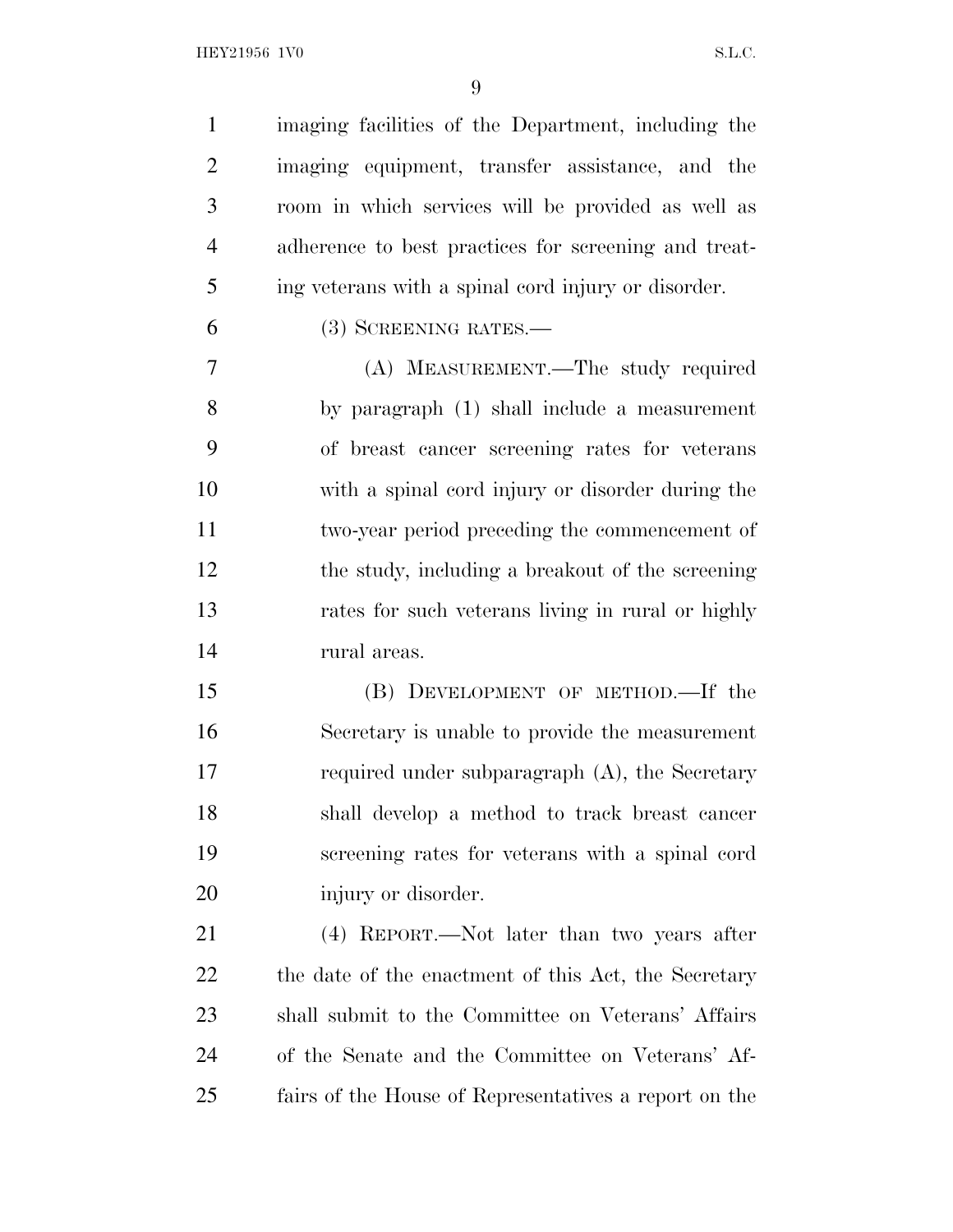imaging facilities of the Department, including the imaging equipment, transfer assistance, and the room in which services will be provided as well as adherence to best practices for screening and treating veterans with a spinal cord injury or disorder.

(3) SCREENING RATES.—

(A) MEASUREMENT.—The study required by paragraph (1) shall include a measurement of breast cancer screening rates for veterans with a spinal cord injury or disorder during the two-year period preceding the commencement of the study, including a breakout of the screening rates for such veterans living in rural or highly rural areas.

(B) DEVELOPMENT OF METHOD.—If the Secretary is unable to provide the measurement required under subparagraph (A), the Secretary shall develop a method to track breast cancer screening rates for veterans with a spinal cord injury or disorder.

(4) REPORT.—Not later than two years after the date of the enactment of this Act, the Secretary shall submit to the Committee on Veterans' Affairs of the Senate and the Committee on Veterans' Affairs of the House of Representatives a report on the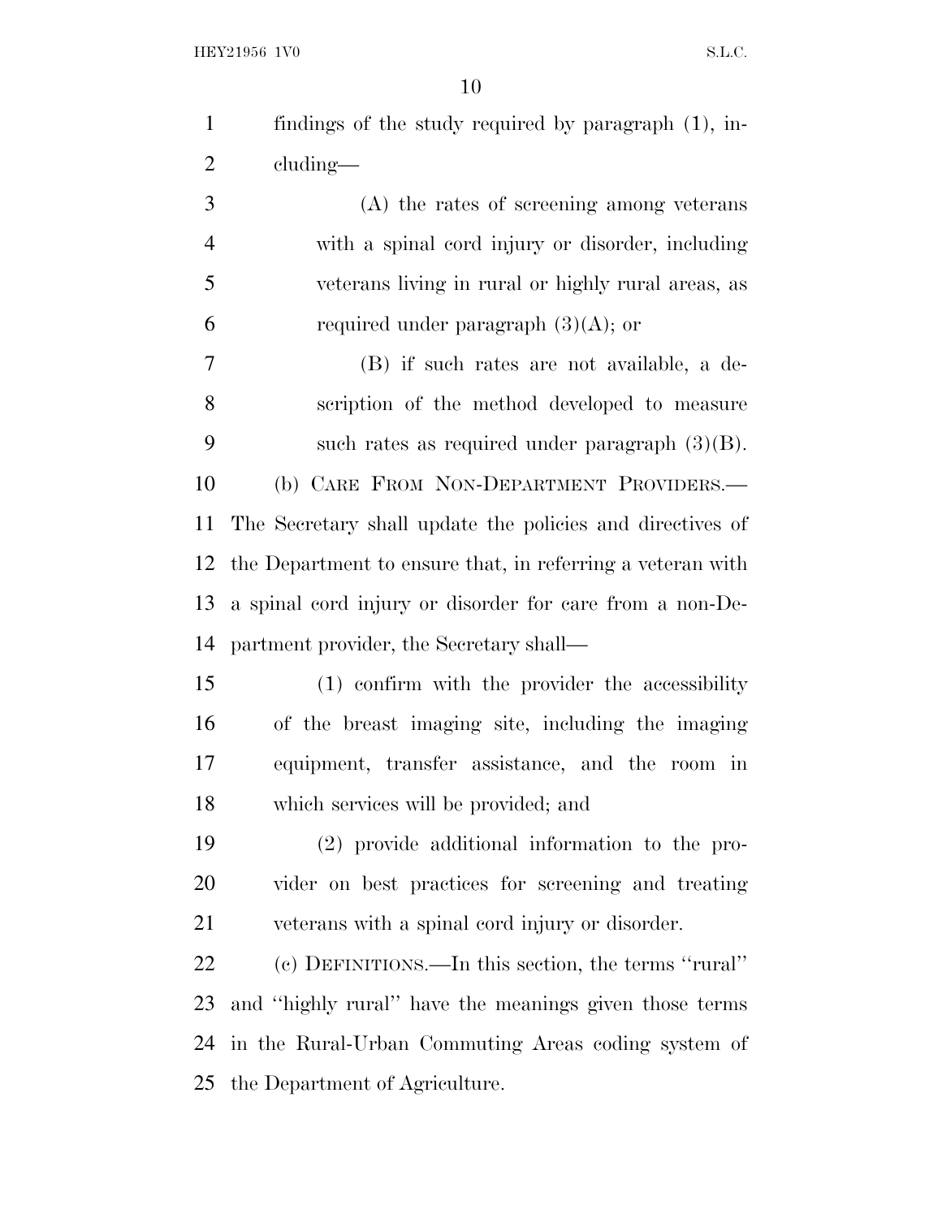findings of the study required by paragraph (1), including—

(A) the rates of screening among veterans with a spinal cord injury or disorder, including veterans living in rural or highly rural areas, as required under paragraph (3)(A); or

(B) if such rates are not available, a description of the method developed to measure such rates as required under paragraph (3)(B).

(b) CARE FROM NON-DEPARTMENT PROVIDERS.—The Secretary shall update the policies and directives of the Department to ensure that, in referring a veteran with a spinal cord injury or disorder for care from a non-Department provider, the Secretary shall—

(1) confirm with the provider the accessibility of the breast imaging site, including the imaging equipment, transfer assistance, and the room in which services will be provided; and

(2) provide additional information to the provider on best practices for screening and treating veterans with a spinal cord injury or disorder.

(c) DEFINITIONS.—In this section, the terms ''rural'' and ''highly rural'' have the meanings given those terms in the Rural-Urban Commuting Areas coding system of the Department of Agriculture.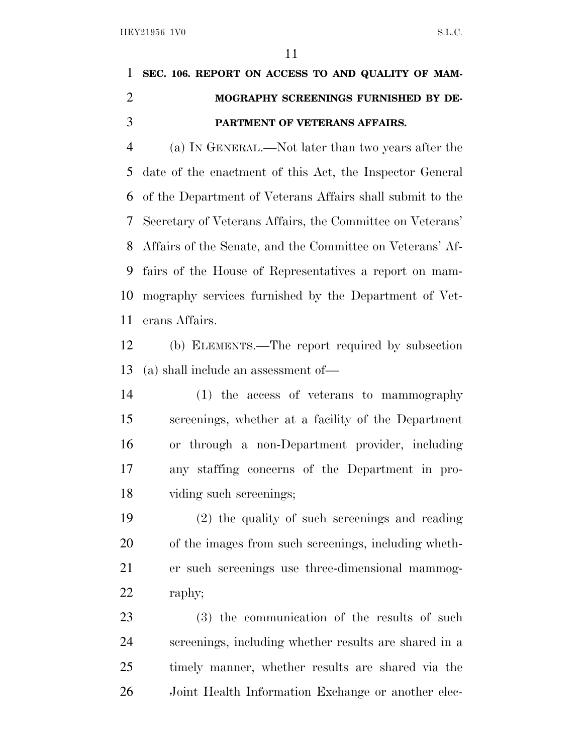**SEC. 106. REPORT ON ACCESS TO AND QUALITY OF MAMMOGRAPHY SCREENINGS FURNISHED BY DEPARTMENT OF VETERANS AFFAIRS.**

(a) IN GENERAL.—Not later than two years after the date of the enactment of this Act, the Inspector General of the Department of Veterans Affairs shall submit to the Secretary of Veterans Affairs, the Committee on Veterans' Affairs of the Senate, and the Committee on Veterans' Affairs of the House of Representatives a report on mammography services furnished by the Department of Veterans Affairs.

(b) ELEMENTS.—The report required by subsection (a) shall include an assessment of—

(1) the access of veterans to mammography screenings, whether at a facility of the Department or through a non-Department provider, including any staffing concerns of the Department in providing such screenings;

(2) the quality of such screenings and reading of the images from such screenings, including whether such screenings use three-dimensional mammography;

(3) the communication of the results of such screenings, including whether results are shared in a timely manner, whether results are shared via the Joint Health Information Exchange or another elec-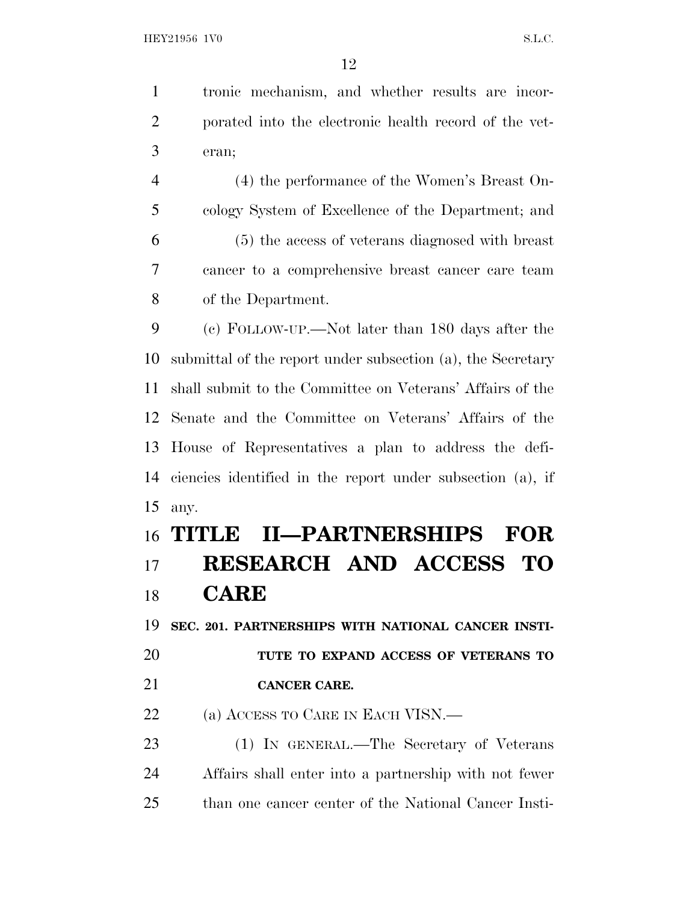tronic mechanism, and whether results are incorporated into the electronic health record of the veteran;

(4) the performance of the Women's Breast Oncology System of Excellence of the Department; and

(5) the access of veterans diagnosed with breast cancer to a comprehensive breast cancer care team of the Department.

(c) FOLLOW-UP.—Not later than 180 days after the submittal of the report under subsection (a), the Secretary shall submit to the Committee on Veterans' Affairs of the Senate and the Committee on Veterans' Affairs of the House of Representatives a plan to address the deficiencies identified in the report under subsection (a), if any.

# TITLE II—PARTNERSHIPS FOR RESEARCH AND ACCESS TO CARE

### SEC. 201. PARTNERSHIPS WITH NATIONAL CANCER INSTITUTE TO EXPAND ACCESS OF VETERANS TO CANCER CARE.

(a) ACCESS TO CARE IN EACH VISN.—

(1) IN GENERAL.—The Secretary of Veterans Affairs shall enter into a partnership with not fewer than one cancer center of the National Cancer Insti-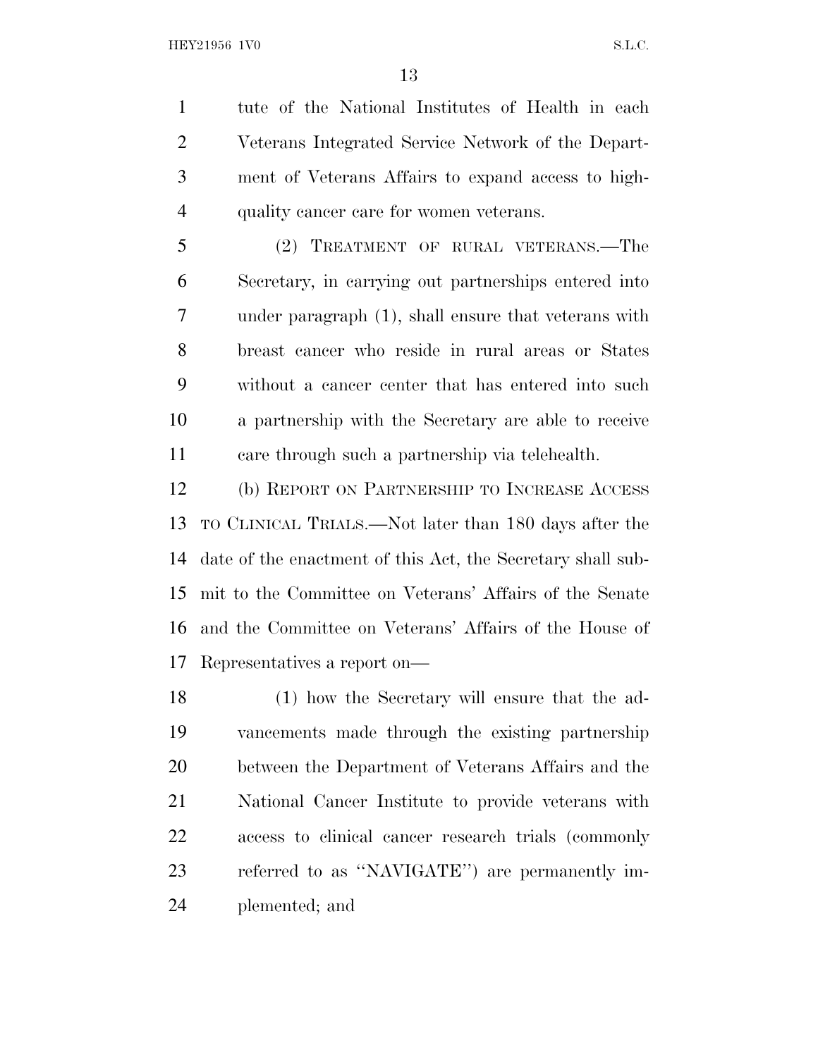tute of the National Institutes of Health in each Veterans Integrated Service Network of the Department of Veterans Affairs to expand access to high-quality cancer care for women veterans.

(2) TREATMENT OF RURAL VETERANS.—The Secretary, in carrying out partnerships entered into under paragraph (1), shall ensure that veterans with breast cancer who reside in rural areas or States without a cancer center that has entered into such a partnership with the Secretary are able to receive care through such a partnership via telehealth.

(b) REPORT ON PARTNERSHIP TO INCREASE ACCESS TO CLINICAL TRIALS.—Not later than 180 days after the date of the enactment of this Act, the Secretary shall submit to the Committee on Veterans' Affairs of the Senate and the Committee on Veterans' Affairs of the House of Representatives a report on—

(1) how the Secretary will ensure that the advancements made through the existing partnership between the Department of Veterans Affairs and the National Cancer Institute to provide veterans with access to clinical cancer research trials (commonly referred to as ''NAVIGATE'') are permanently implemented; and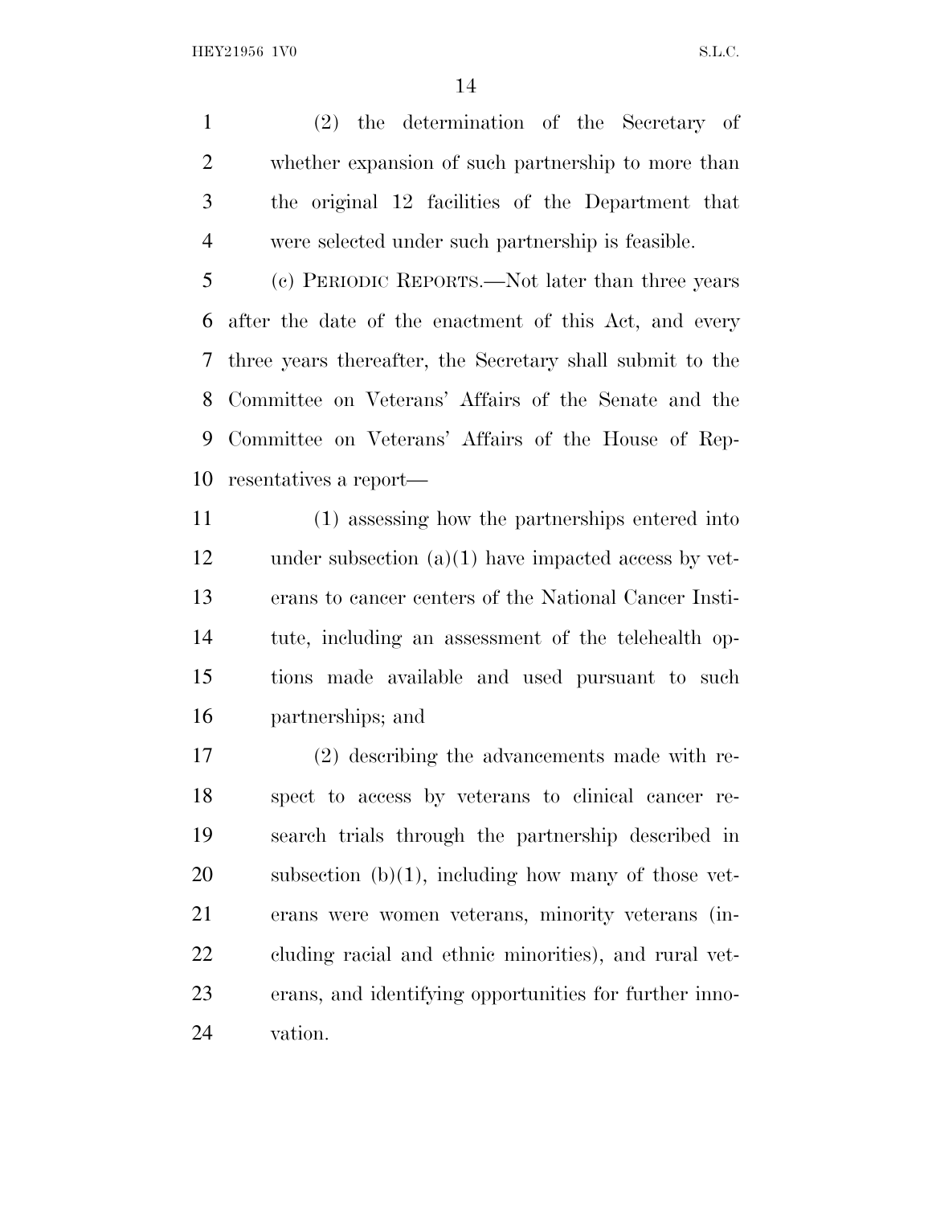(2) the determination of the Secretary of whether expansion of such partnership to more than the original 12 facilities of the Department that were selected under such partnership is feasible.

(c) PERIODIC REPORTS.—Not later than three years after the date of the enactment of this Act, and every three years thereafter, the Secretary shall submit to the Committee on Veterans' Affairs of the Senate and the Committee on Veterans' Affairs of the House of Representatives a report—

(1) assessing how the partnerships entered into under subsection (a)(1) have impacted access by veterans to cancer centers of the National Cancer Institute, including an assessment of the telehealth options made available and used pursuant to such partnerships; and

(2) describing the advancements made with respect to access by veterans to clinical cancer research trials through the partnership described in subsection (b)(1), including how many of those veterans were women veterans, minority veterans (including racial and ethnic minorities), and rural veterans, and identifying opportunities for further innovation.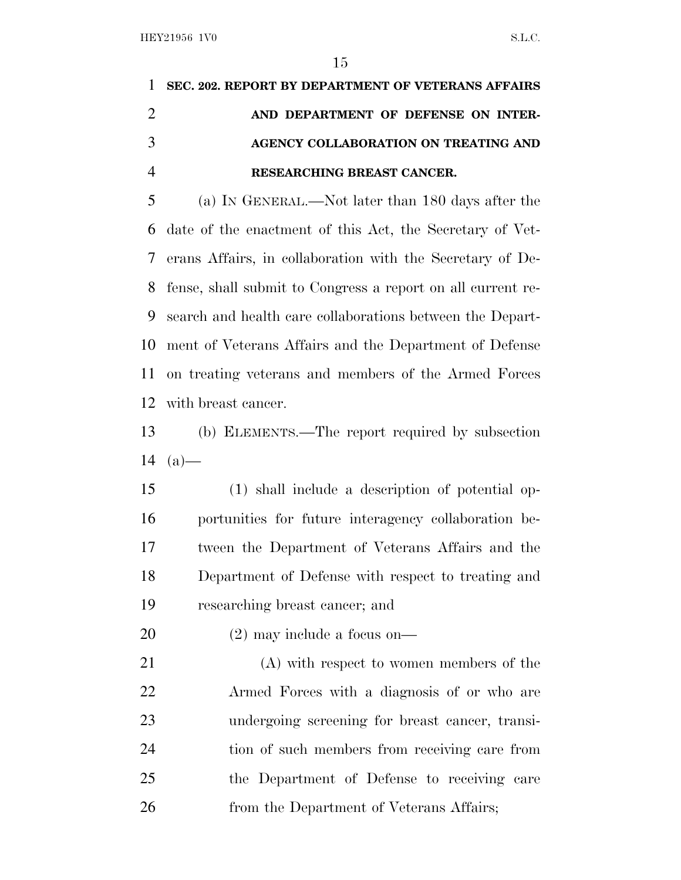**SEC. 202. REPORT BY DEPARTMENT OF VETERANS AFFAIRS AND DEPARTMENT OF DEFENSE ON INTERAGENCY COLLABORATION ON TREATING AND RESEARCHING BREAST CANCER.**

(a) IN GENERAL.—Not later than 180 days after the date of the enactment of this Act, the Secretary of Veterans Affairs, in collaboration with the Secretary of Defense, shall submit to Congress a report on all current research and health care collaborations between the Department of Veterans Affairs and the Department of Defense on treating veterans and members of the Armed Forces with breast cancer.

(b) ELEMENTS.—The report required by subsection (a)—

(1) shall include a description of potential opportunities for future interagency collaboration between the Department of Veterans Affairs and the Department of Defense with respect to treating and researching breast cancer; and

(2) may include a focus on—

(A) with respect to women members of the Armed Forces with a diagnosis of or who are undergoing screening for breast cancer, transition of such members from receiving care from the Department of Defense to receiving care from the Department of Veterans Affairs;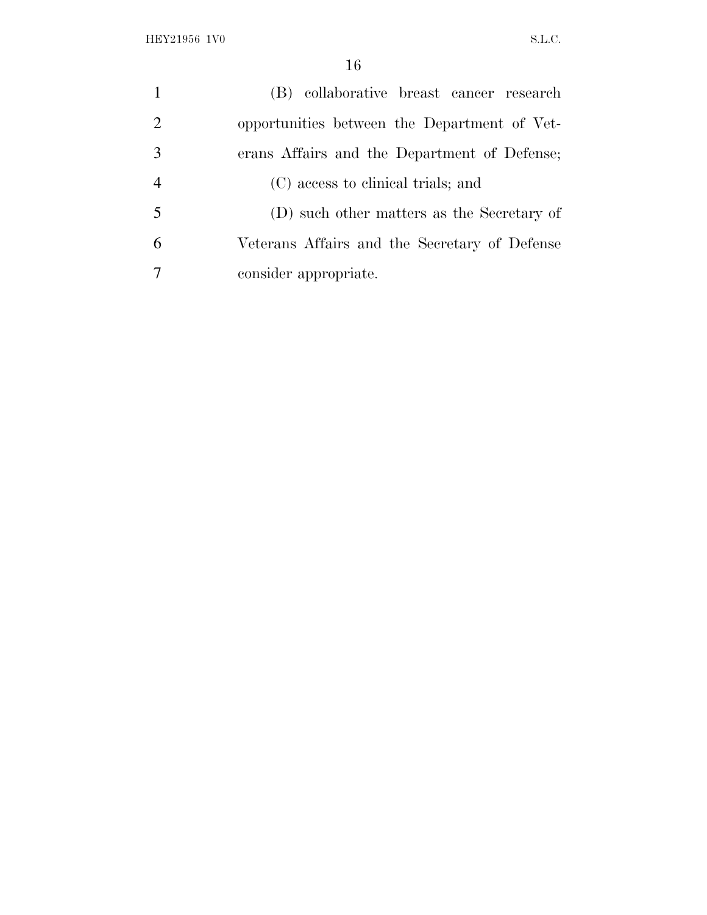(B) collaborative breast cancer research opportunities between the Department of Veterans Affairs and the Department of Defense;

(C) access to clinical trials; and

(D) such other matters as the Secretary of Veterans Affairs and the Secretary of Defense consider appropriate.